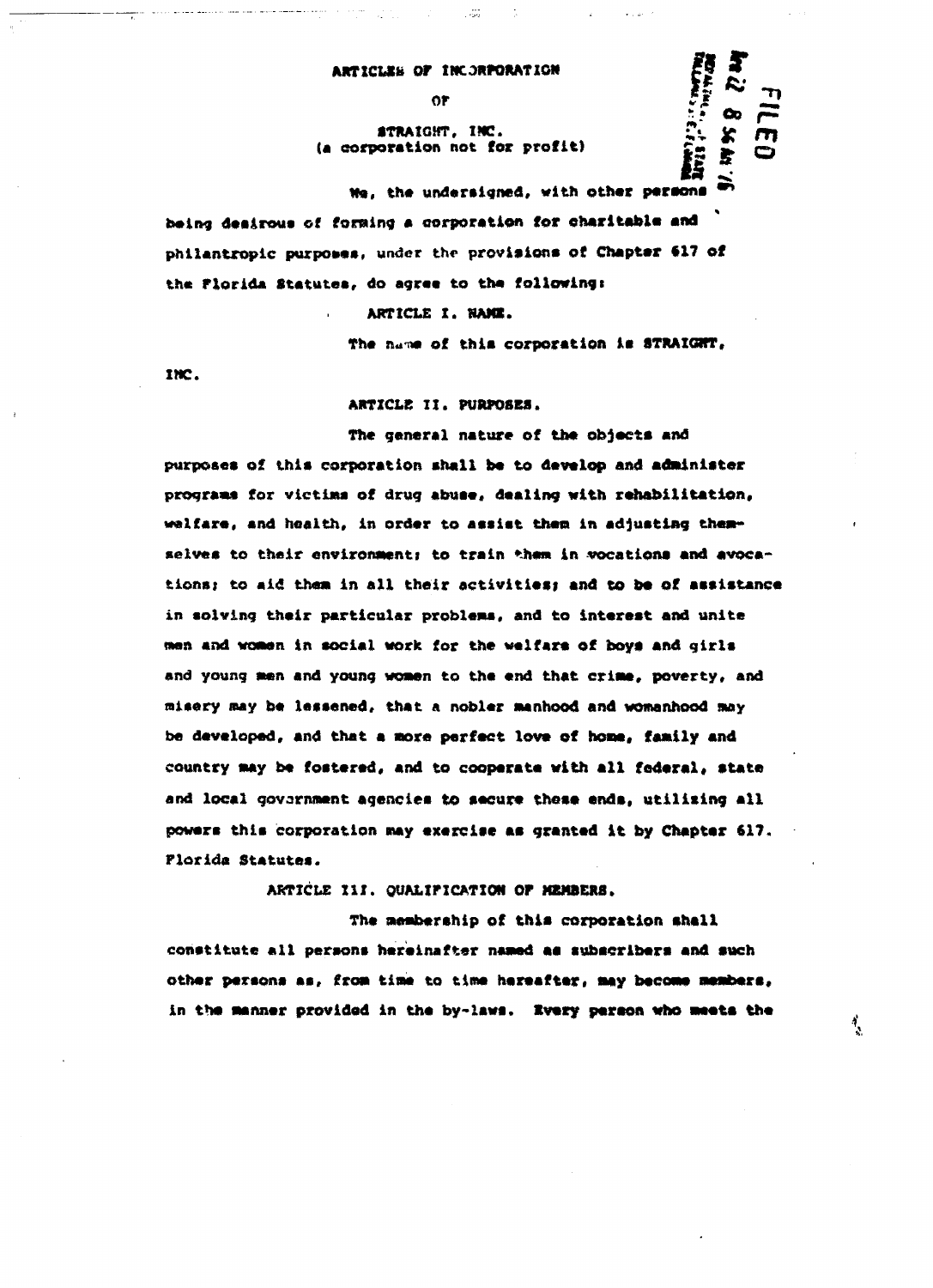ARTICLES OF INCORPORATION

OF

STRAIGHT, INC.
(a corporation not for profit)

FILED

We, the undersigned, with other persons being desirous of forming a corporation for charitable and philantropic purposes, under the provisions of Chapter 617 of the Florida Statutes, do agree to the following:

ARTICLE I. NAME.

The name of this corporation is STRAIGHT, INC.

ARTICLE II. PURPOSES.

The general nature of the objects and purposes of this corporation shall be to develop and administer programs for victims of drug abuse, dealing with rehabilitation, welfare, and health, in order to assist them in adjusting themselves to their environment; to train them in vocations and avocations; to aid them in all their activities; and to be of assistance in solving their particular problems, and to interest and unite men and women in social work for the welfare of boys and girls and young men and young women to the end that crime, poverty, and misery may be lessened, that a nobler manhood and womanhood may be developed, and that a more perfect love of home, family and country may be fostered, and to cooperate with all federal, state and local government agencies to secure these ends, utilizing all powers this corporation may exercise as granted it by Chapter 617. Florida Statutes.

ARTICLE III. QUALIFICATION OF MEMBERS.

The membership of this corporation shall constitute all persons hereinafter named as subscribers and such other persons as, from time to time hereafter, may become members, in the manner provided in the by-laws. Every person who meets the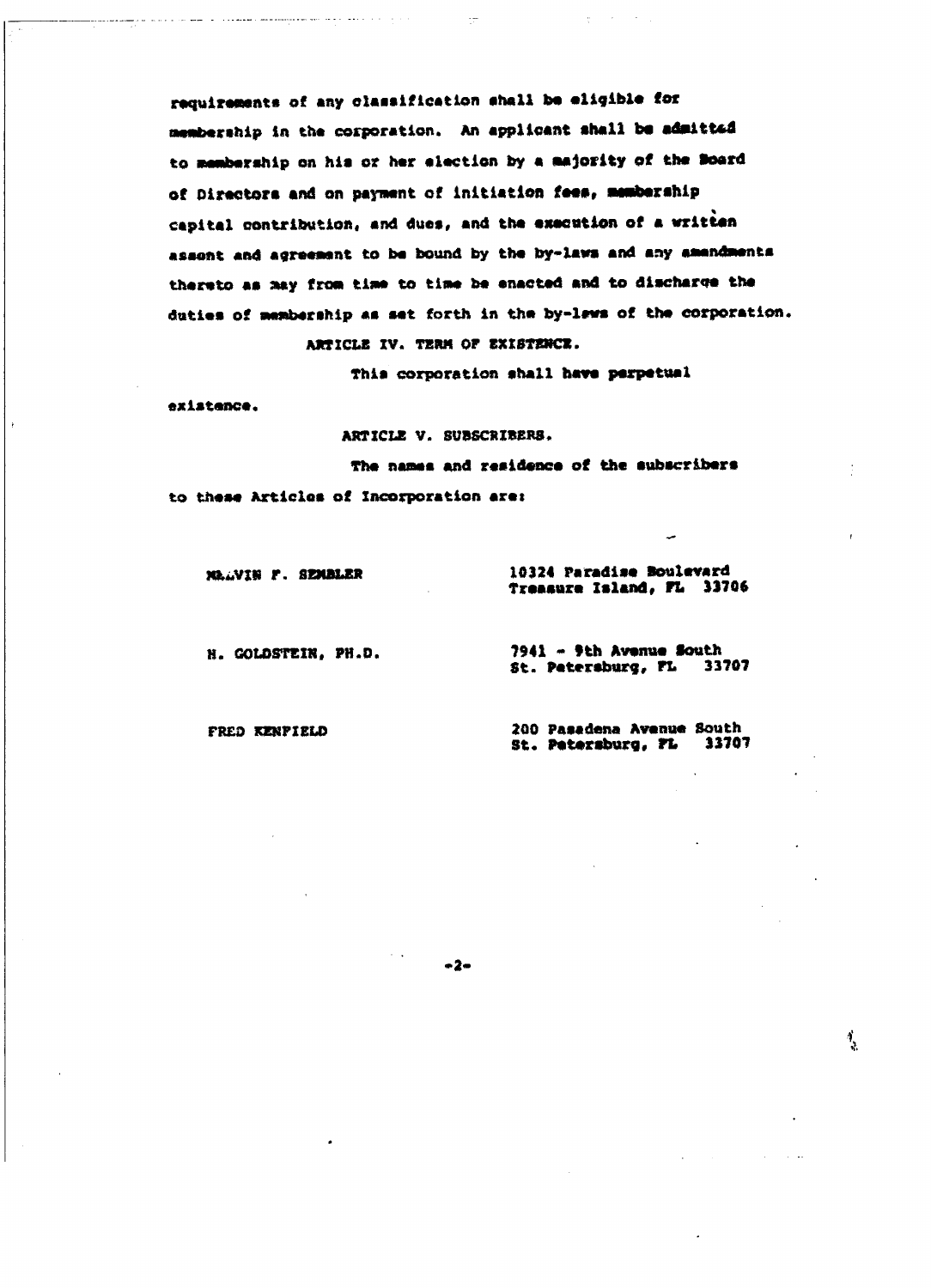requirements of any classification shall be eligible for membership in the corporation. An applicant shall be admitted to membership on his or her election by a majority of the Board of Directors and on payment of initiation fees, membership capital contribution, and dues, and the execution of a written assent and agreement to be bound by the by-laws and any amendments thereto as may from time to time be enacted and to discharge the duties of membership as set forth in the by-laws of the corporation.

ARTICLE IV. TERM OF EXISTENCE.

This corporation shall have perpetual existance.

ARTICLE V. SUBSCRIBERS.

The names and residence of the subscribers to these Articles of Incorporation are:

MALVIN F. SEMBLER — 10324 Paradise Boulevard, Treasure Island, FL 33706

H. GOLDSTEIN, PH.D. — 7941 - 9th Avenue South, St. Petersburg, FL 33707

FRED KENFIELD — 200 Pasadena Avenue South, St. Petersburg, FL 33707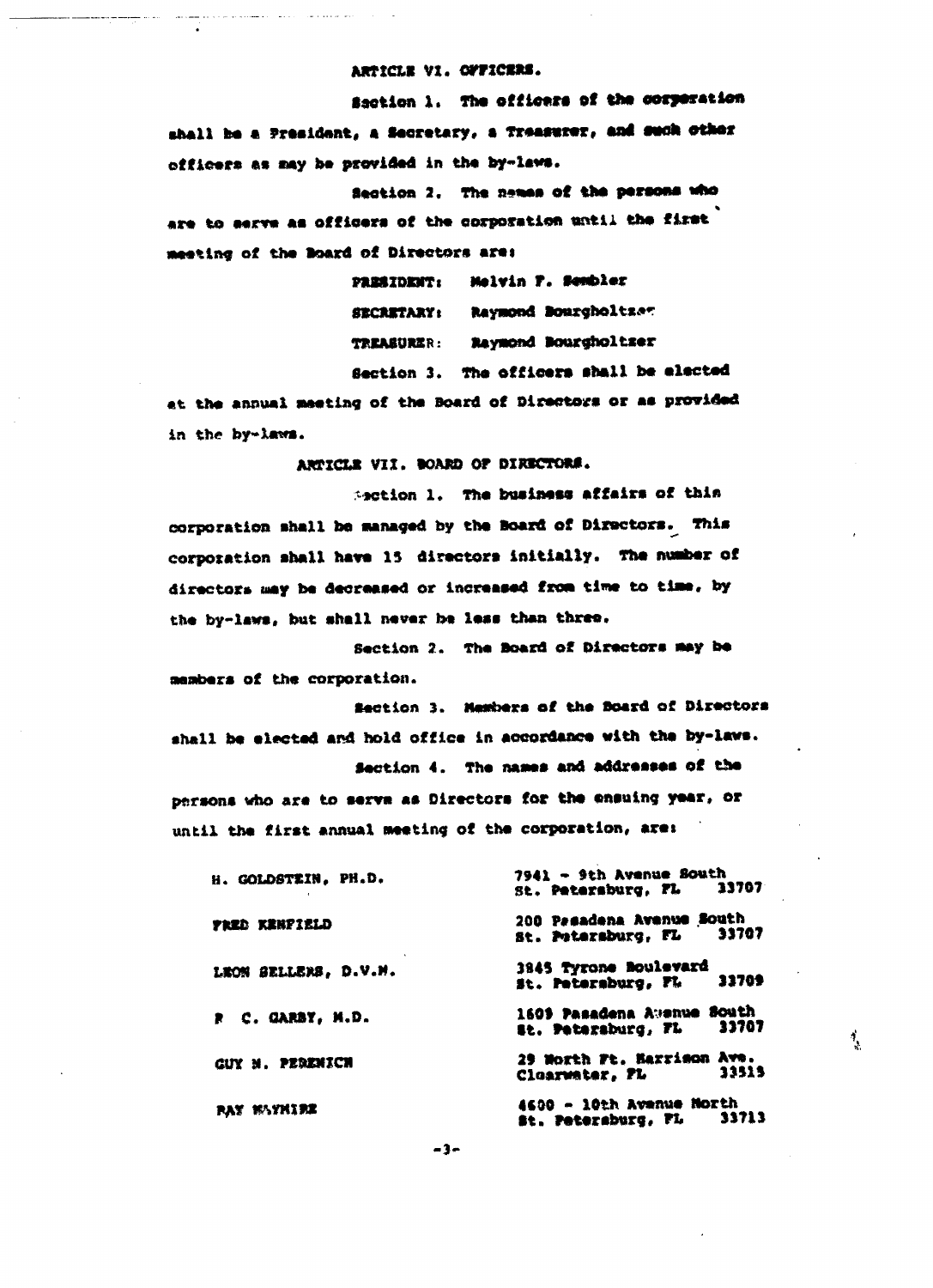## ARTICLE VI. OFFICERS.

Section 1. The officers of the corporation shall be a President, a Secretary, a Treasurer, and such other officers as may be provided in the by-laws.

Section 2. The names of the persons who are to serve as officers of the corporation until the first meeting of the Board of Directors are:

PRESIDENT: Melvin F. Sembler

SECRETARY: Raymond Bourgholtzer

TREASURER: Raymond Bourgholtzer

Section 3. The officers shall be elected at the annual meeting of the Board of Directors or as provided in the by-laws.

## ARTICLE VII. BOARD OF DIRECTORS.

Section 1. The business affairs of this corporation shall be managed by the Board of Directors. This corporation shall have 15 directors initially. The number of directors may be decreased or increased from time to time, by the by-laws, but shall never be less than three.

Section 2. The Board of Directors may be members of the corporation.

Section 3. Members of the Board of Directors shall be elected and hold office in accordance with the by-laws.

Section 4. The names and addresses of the persons who are to serve as Directors for the ensuing year, or until the first annual meeting of the corporation, are:

| | |
|---|---|
| H. GOLDSTEIN, PH.D. | 7941 - 9th Avenue South<br>St. Petersburg, FL 33707 |
| FRED KENFIELD | 200 Pasadena Avenue South<br>St. Petersburg, FL 33707 |
| LEON SELLERS, D.V.M. | 3845 Tyrone Boulevard<br>St. Petersburg, FL 33709 |
| F C. GARBY, M.D. | 1609 Pasadena Avenue South<br>St. Petersburg, FL 33707 |
| GUY N. PERENICH | 29 North Ft. Harrison Ave.<br>Clearwater, FL 33515 |
| RAY WAYMIRE | 4600 - 10th Avenue North<br>St. Petersburg, FL 33713 |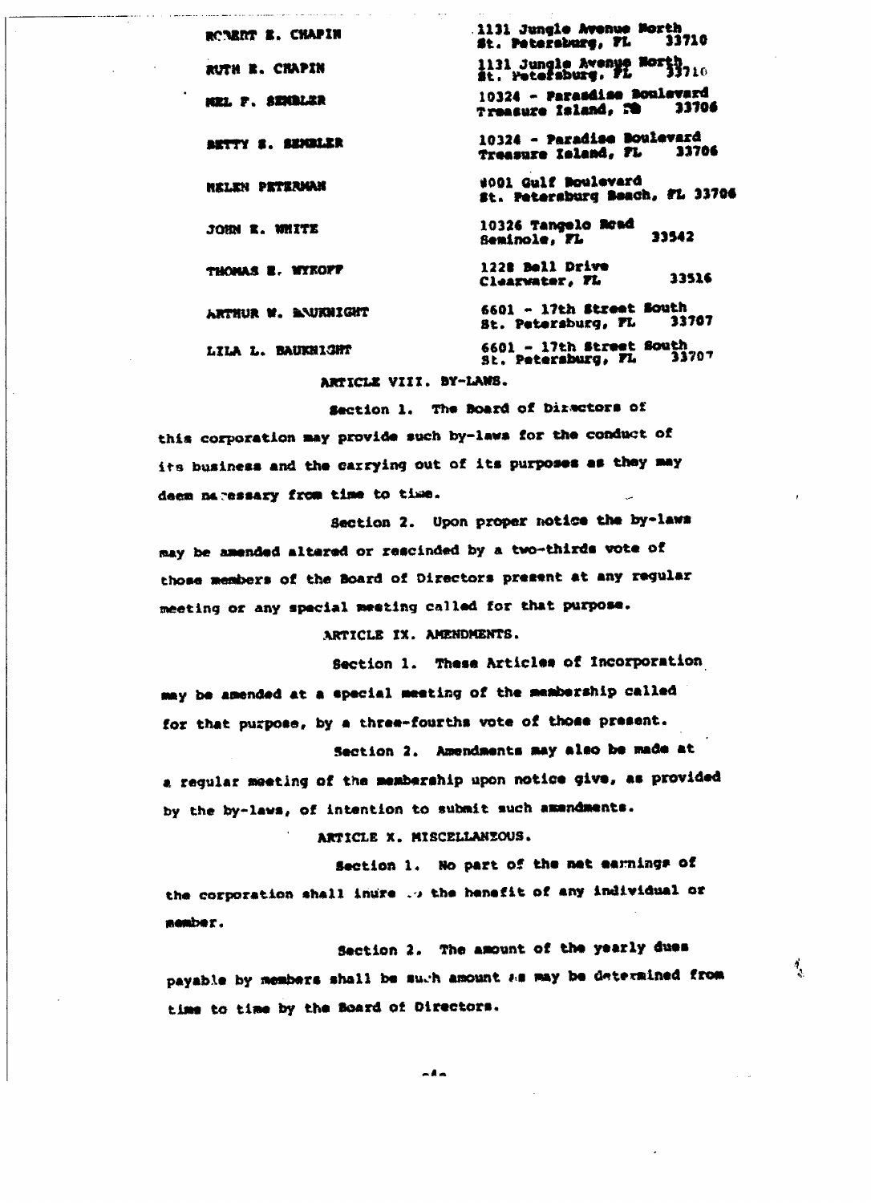| | |
|---|---|
| ROBERT E. CHAPIN | 1131 Jungle Avenue North<br>St. Petersburg, FL 33710 |
| RUTH E. CHAPIN | 1131 Jungle Avenue North<br>St. Petersburg, FL 33710 |
| MEL F. SEMBLER | 10324 - Paradise Boulevard<br>Treasure Island, FL 33706 |
| BETTY S. SEMBLER | 10324 - Paradise Boulevard<br>Treasure Island, FL 33706 |
| HELEN PETERMAN | 8001 Gulf Boulevard<br>St. Petersburg Beach, FL 33706 |
| JOHN E. WHITE | 10326 Tangelo Road<br>Seminole, FL 33542 |
| THOMAS E. WYKOFF | 1228 Bell Drive<br>Clearwater, FL 33516 |
| ARTHUR W. BAUKNIGHT | 6601 - 17th Street South<br>St. Petersburg, FL 33707 |
| LILA L. BAUKNIGHT | 6601 - 17th Street South<br>St. Petersburg, FL 33707 |

ARTICLE VIII. BY-LAWS.

Section 1. The Board of Directors of this corporation may provide such by-laws for the conduct of its business and the carrying out of its purposes as they may deem necessary from time to time.

Section 2. Upon proper notice the by-laws may be amended altered or rescinded by a two-thirds vote of those members of the Board of Directors present at any regular meeting or any special meeting called for that purpose.

ARTICLE IX. AMENDMENTS.

Section 1. These Articles of Incorporation may be amended at a special meeting of the membership called for that purpose, by a three-fourths vote of those present.

Section 2. Amendments may also be made at a regular meeting of the membership upon notice give, as provided by the by-laws, of intention to submit such amendments.

ARTICLE X. MISCELLANEOUS.

Section 1. No part of the net earnings of the corporation shall inure to the benefit of any individual or member.

Section 2. The amount of the yearly dues payable by members shall be such amount as may be determined from time to time by the Board of Directors.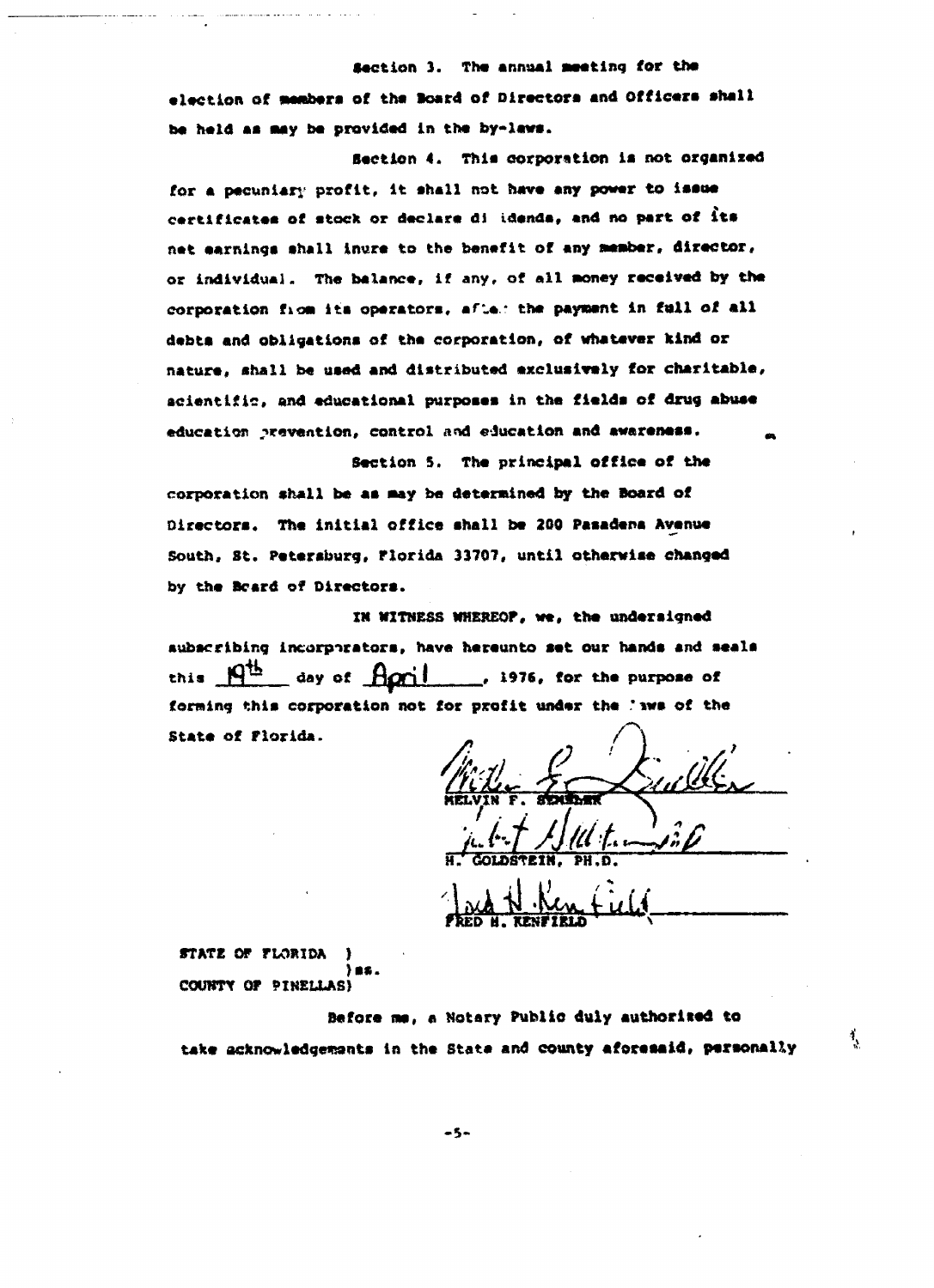Section 3. The annual meeting for the election of members of the Board of Directors and Officers shall be held as may be provided in the by-laws.

Section 4. This corporation is not organized for a pecuniary profit, it shall not have any power to issue certificates of stock or declare dividends, and no part of its net earnings shall inure to the benefit of any member, director, or individual. The balance, if any, of all money received by the corporation from its operators, after the payment in full of all debts and obligations of the corporation, of whatever kind or nature, shall be used and distributed exclusively for charitable, scientific, and educational purposes in the fields of drug abuse education prevention, control and education and awareness.

Section 5. The principal office of the corporation shall be as may be determined by the Board of Directors. The initial office shall be 200 Pasadena Avenue South, St. Petersburg, Florida 33707, until otherwise changed by the Board of Directors.

IN WITNESS WHEREOF, we, the undersigned subscribing incorporators, have hereunto set our hands and seals this 19th day of April, 1976, for the purpose of forming this corporation not for profit under the laws of the State of Florida.

MELVIN F. SEMBLER

H. GOLDSTEIN, PH.D.

FRED H. KENFIELD

STATE OF FLORIDA )
)ss.
COUNTY OF PINELLAS)

Before me, a Notary Public duly authorized to take acknowledgements in the State and county aforesaid, personally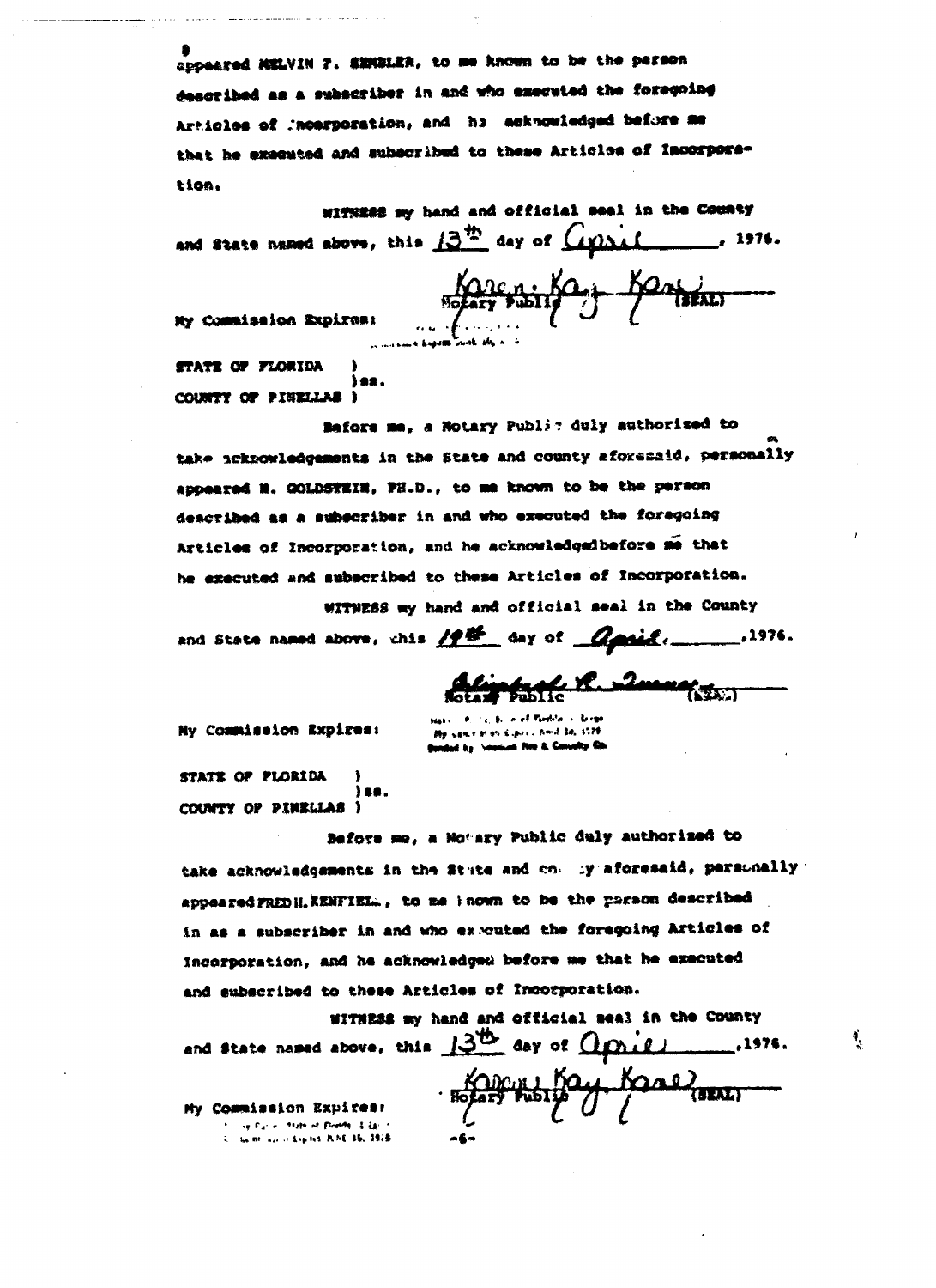appeared MELVIN F. SEMBLER, to me known to be the person described as a subscriber in and who executed the foregoing Articles of Incorporation, and he acknowledged before me that he executed and subscribed to these Articles of Incorporation.

WITNESS my hand and official seal in the County and State named above, this 13th day of April, 1976.

Karen Kay Kearl
Notary Public (SEAL)

My Commission Expires:

STATE OF FLORIDA )
) ss.
COUNTY OF PINELLAS )

Before me, a Notary Public duly authorized to take acknowledgements in the State and county aforesaid, personally appeared M. GOLDSTEIN, PH.D., to me known to be the person described as a subscriber in and who executed the foregoing Articles of Incorporation, and he acknowledged before me that he executed and subscribed to these Articles of Incorporation.

WITNESS my hand and official seal in the County and State named above, this 19th day of April, 1976.

Notary Public (SEAL)

My Commission Expires:

STATE OF FLORIDA )
) ss.
COUNTY OF PINELLAS )

Before me, a Notary Public duly authorized to take acknowledgements in the State and county aforesaid, personally appeared FRED H. KENFIELD, to me known to be the person described in as a subscriber in and who executed the foregoing Articles of Incorporation, and he acknowledged before me that he executed and subscribed to these Articles of Incorporation.

WITNESS my hand and official seal in the County and State named above, this 13th day of April, 1976.

Karen Kay Kearl
Notary Public (SEAL)

My Commission Expires: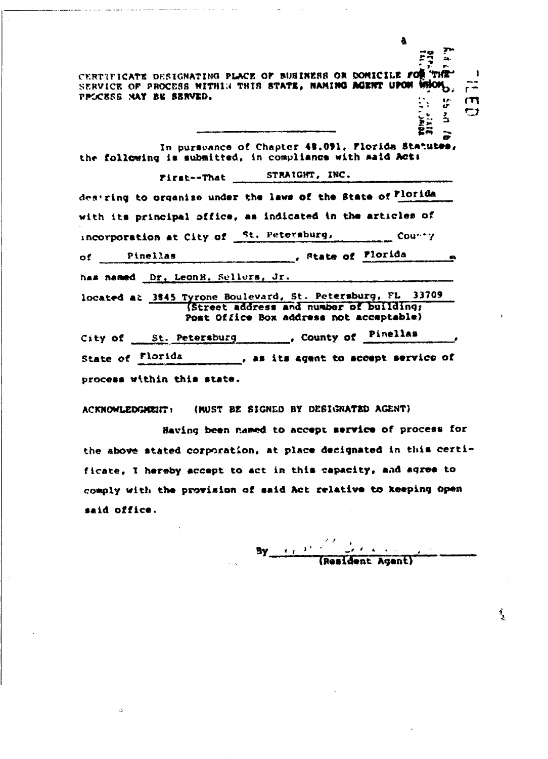CERTIFICATE DESIGNATING PLACE OF BUSINESS OR DOMICILE FOR THE SERVICE OF PROCESS WITHIN THIS STATE, NAMING AGENT UPON WHOM PROCESS MAY BE SERVED.

In pursuance of Chapter 48.091, Florida Statutes, the following is submitted, in compliance with said Act:

First--That STRAIGHT, INC.

desiring to organize under the laws of the State of Florida with its principal office, as indicated in the articles of incorporation at City of St. Petersburg, County of Pinellas, State of Florida has named Dr. Leon H. Sellers, Jr.

located at 3845 Tyrone Boulevard, St. Petersburg, FL 33709
(Street address and number of building; Post Office Box address not acceptable)

City of St. Petersburg, County of Pinellas, State of Florida, as its agent to accept service of process within this state.

ACKNOWLEDGMENT: (MUST BE SIGNED BY DESIGNATED AGENT)

Having been named to accept service of process for the above stated corporation, at place designated in this certificate, I hereby accept to act in this capacity, and agree to comply with the provision of said Act relative to keeping open said office.

By ______________________
(Resident Agent)